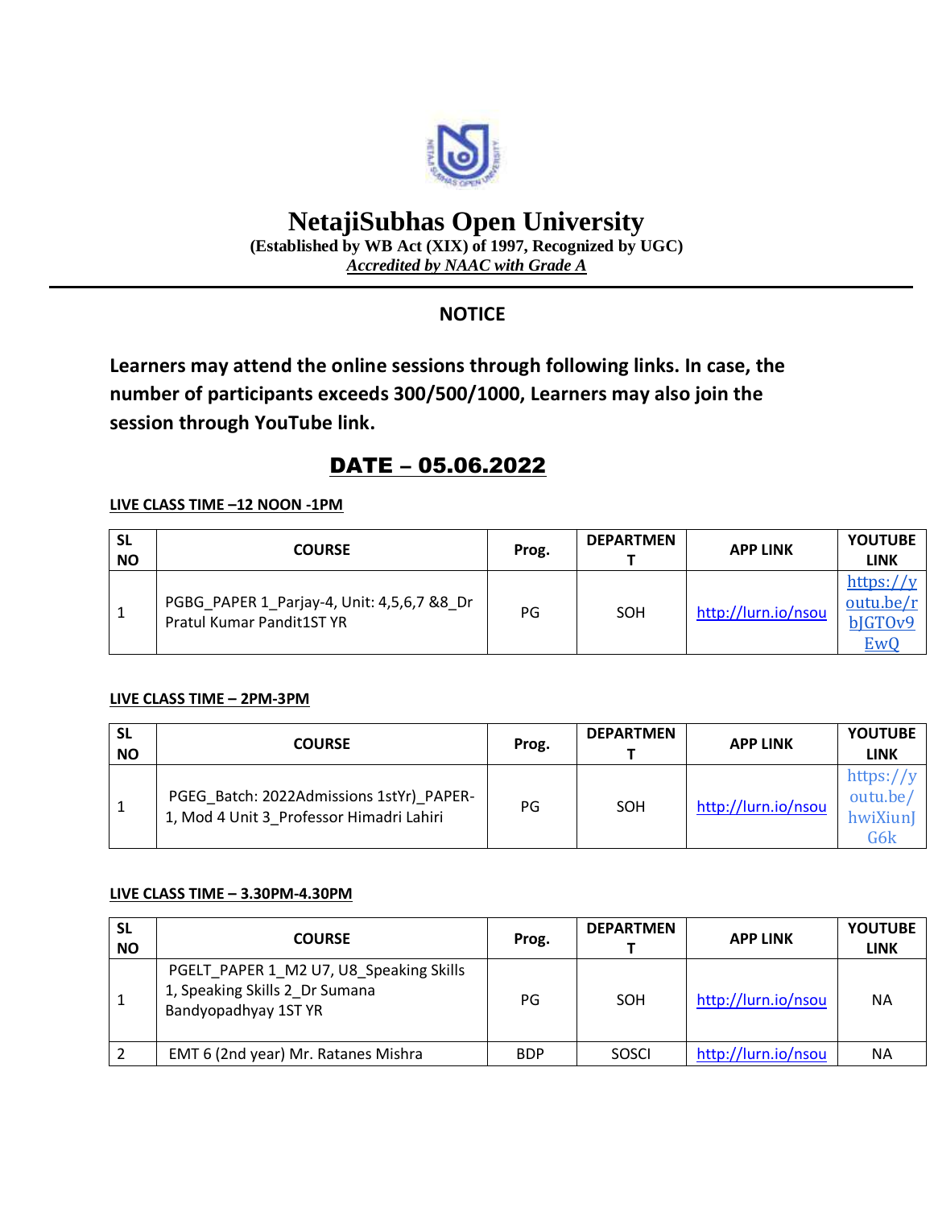# NetajiSubhas Open University

**(Established by WB Act (XIX) of 1997, Recognized by UGC)**

***Accredited by NAAC with Grade A***

## NOTICE

**Learners may attend the online sessions through following links. In case, the number of participants exceeds 300/500/1000, Learners may also join the session through YouTube link.**

## DATE – 05.06.2022

**LIVE CLASS TIME –12 NOON -1PM**

| SL NO | COURSE | Prog. | DEPARTMENT | APP LINK | YOUTUBE LINK |
|---|---|---|---|---|---|
| 1 | PGBG_PAPER 1_Parjay-4, Unit: 4,5,6,7 &8_Dr Pratul Kumar Pandit1ST YR | PG | SOH | http://lurn.io/nsou | https://youtu.be/rbJGTOv9EwQ |

**LIVE CLASS TIME – 2PM-3PM**

| SL NO | COURSE | Prog. | DEPARTMENT | APP LINK | YOUTUBE LINK |
|---|---|---|---|---|---|
| 1 | PGEG_Batch: 2022Admissions 1stYr)_PAPER-1, Mod 4 Unit 3_Professor Himadri Lahiri | PG | SOH | http://lurn.io/nsou | https://youtu.be/hwiXiunJG6k |

**LIVE CLASS TIME – 3.30PM-4.30PM**

| SL NO | COURSE | Prog. | DEPARTMENT | APP LINK | YOUTUBE LINK |
|---|---|---|---|---|---|
| 1 | PGELT_PAPER 1_M2 U7, U8_Speaking Skills 1, Speaking Skills 2_Dr Sumana Bandyopadhyay 1ST YR | PG | SOH | http://lurn.io/nsou | NA |
| 2 | EMT 6 (2nd year) Mr. Ratanes Mishra | BDP | SOSCI | http://lurn.io/nsou | NA |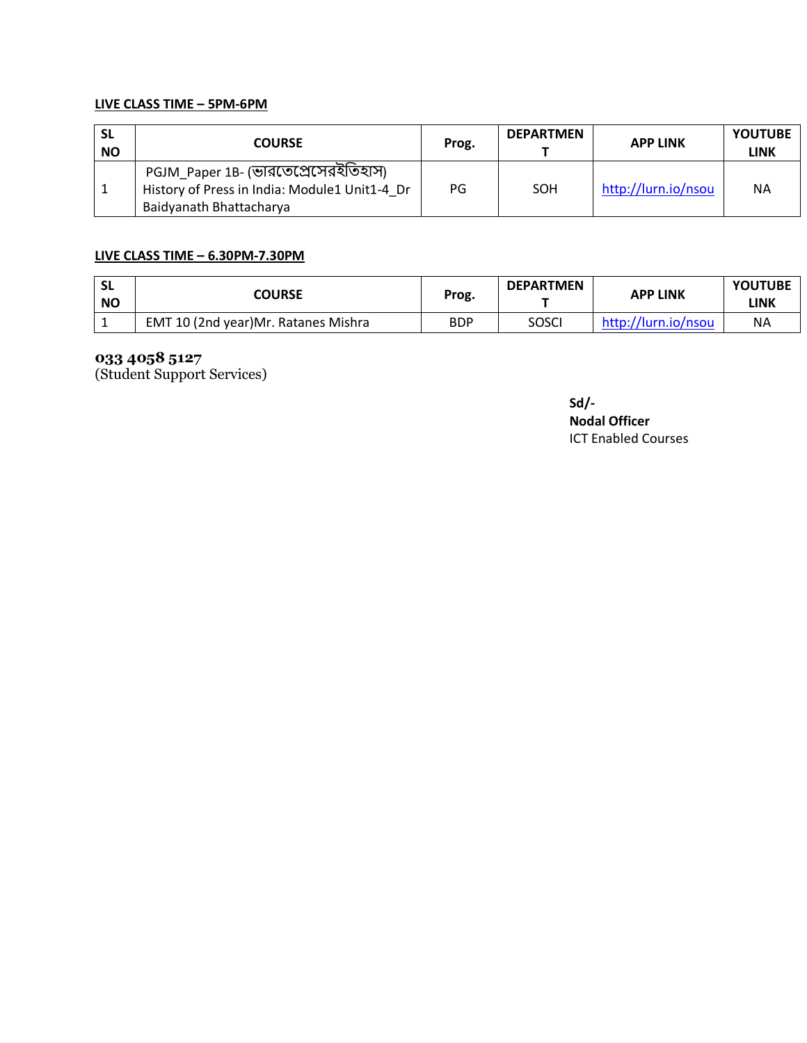**LIVE CLASS TIME – 5PM-6PM**

| SL NO | COURSE | Prog. | DEPARTMENT | APP LINK | YOUTUBE LINK |
|---|---|---|---|---|---|
| 1 | PGJM_Paper 1B- (ভারতেপ্রেসেরইতিহাস) History of Press in India: Module1 Unit1-4_Dr Baidyanath Bhattacharya | PG | SOH | http://lurn.io/nsou | NA |

**LIVE CLASS TIME – 6.30PM-7.30PM**

| SL NO | COURSE | Prog. | DEPARTMENT | APP LINK | YOUTUBE LINK |
|---|---|---|---|---|---|
| 1 | EMT 10 (2nd year)Mr. Ratanes Mishra | BDP | SOSCI | http://lurn.io/nsou | NA |

**033 4058 5127**
(Student Support Services)

**Sd/-**
**Nodal Officer**
ICT Enabled Courses